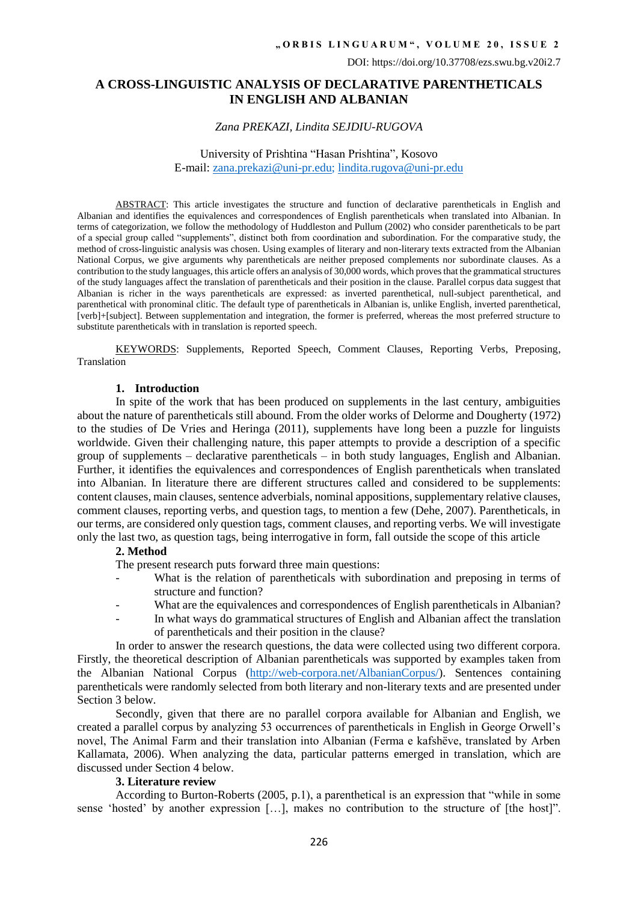DOI: https://doi.org/10.37708/ezs.swu.bg.v20i2.7

# A CROSS-LINGUISTIC ANALYSIS OF DECLARATIVE PARENTHETICALS IN ENGLISH AND ALBANIAN

*Zana PREKAZI, Lindita SEJDIU-RUGOVA*

University of Prishtina "Hasan Prishtina", Kosovo
E-mail: zana.prekazi@uni-pr.edu; lindita.rugova@uni-pr.edu

ABSTRACT: This article investigates the structure and function of declarative parentheticals in English and Albanian and identifies the equivalences and correspondences of English parentheticals when translated into Albanian. In terms of categorization, we follow the methodology of Huddleston and Pullum (2002) who consider parentheticals to be part of a special group called "supplements", distinct both from coordination and subordination. For the comparative study, the method of cross-linguistic analysis was chosen. Using examples of literary and non-literary texts extracted from the Albanian National Corpus, we give arguments why parentheticals are neither preposed complements nor subordinate clauses. As a contribution to the study languages, this article offers an analysis of 30,000 words, which proves that the grammatical structures of the study languages affect the translation of parentheticals and their position in the clause. Parallel corpus data suggest that Albanian is richer in the ways parentheticals are expressed: as inverted parenthetical, null-subject parenthetical, and parenthetical with pronominal clitic. The default type of parentheticals in Albanian is, unlike English, inverted parenthetical, [verb]+[subject]. Between supplementation and integration, the former is preferred, whereas the most preferred structure to substitute parentheticals with in translation is reported speech.

KEYWORDS: Supplements, Reported Speech, Comment Clauses, Reporting Verbs, Preposing, Translation

## 1. Introduction

In spite of the work that has been produced on supplements in the last century, ambiguities about the nature of parentheticals still abound. From the older works of Delorme and Dougherty (1972) to the studies of De Vries and Heringa (2011), supplements have long been a puzzle for linguists worldwide. Given their challenging nature, this paper attempts to provide a description of a specific group of supplements – declarative parentheticals – in both study languages, English and Albanian. Further, it identifies the equivalences and correspondences of English parentheticals when translated into Albanian. In literature there are different structures called and considered to be supplements: content clauses, main clauses, sentence adverbials, nominal appositions, supplementary relative clauses, comment clauses, reporting verbs, and question tags, to mention a few (Dehe, 2007). Parentheticals, in our terms, are considered only question tags, comment clauses, and reporting verbs. We will investigate only the last two, as question tags, being interrogative in form, fall outside the scope of this article

## 2. Method

The present research puts forward three main questions:

- What is the relation of parentheticals with subordination and preposing in terms of structure and function?
- What are the equivalences and correspondences of English parentheticals in Albanian?
- In what ways do grammatical structures of English and Albanian affect the translation of parentheticals and their position in the clause?

In order to answer the research questions, the data were collected using two different corpora. Firstly, the theoretical description of Albanian parentheticals was supported by examples taken from the Albanian National Corpus (http://web-corpora.net/AlbanianCorpus/). Sentences containing parentheticals were randomly selected from both literary and non-literary texts and are presented under Section 3 below.

Secondly, given that there are no parallel corpora available for Albanian and English, we created a parallel corpus by analyzing 53 occurrences of parentheticals in English in George Orwell's novel, The Animal Farm and their translation into Albanian (Ferma e kafshëve, translated by Arben Kallamata, 2006). When analyzing the data, particular patterns emerged in translation, which are discussed under Section 4 below.

## 3. Literature review

According to Burton-Roberts (2005, p.1), a parenthetical is an expression that "while in some sense 'hosted' by another expression […], makes no contribution to the structure of [the host]".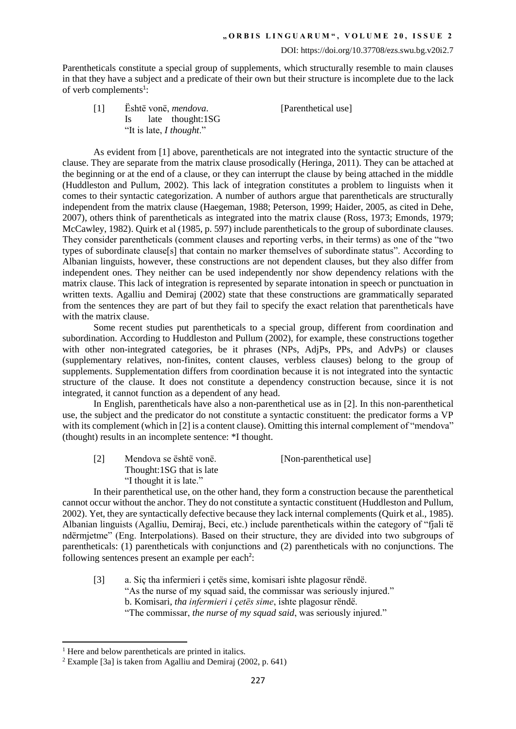Parentheticals constitute a special group of supplements, which structurally resemble to main clauses in that they have a subject and a predicate of their own but their structure is incomplete due to the lack of verb complements[1]:

[1] Është vonë, *mendova*. [Parenthetical use]
Is late thought:1SG
"It is late, *I thought*."

As evident from [1] above, parentheticals are not integrated into the syntactic structure of the clause. They are separate from the matrix clause prosodically (Heringa, 2011). They can be attached at the beginning or at the end of a clause, or they can interrupt the clause by being attached in the middle (Huddleston and Pullum, 2002). This lack of integration constitutes a problem to linguists when it comes to their syntactic categorization. A number of authors argue that parentheticals are structurally independent from the matrix clause (Haegeman, 1988; Peterson, 1999; Haider, 2005, as cited in Dehe, 2007), others think of parentheticals as integrated into the matrix clause (Ross, 1973; Emonds, 1979; McCawley, 1982). Quirk et al (1985, p. 597) include parentheticals to the group of subordinate clauses. They consider parentheticals (comment clauses and reporting verbs, in their terms) as one of the "two types of subordinate clause[s] that contain no marker themselves of subordinate status". According to Albanian linguists, however, these constructions are not dependent clauses, but they also differ from independent ones. They neither can be used independently nor show dependency relations with the matrix clause. This lack of integration is represented by separate intonation in speech or punctuation in written texts. Agalliu and Demiraj (2002) state that these constructions are grammatically separated from the sentences they are part of but they fail to specify the exact relation that parentheticals have with the matrix clause.

Some recent studies put parentheticals to a special group, different from coordination and subordination. According to Huddleston and Pullum (2002), for example, these constructions together with other non-integrated categories, be it phrases (NPs, AdjPs, PPs, and AdvPs) or clauses (supplementary relatives, non-finites, content clauses, verbless clauses) belong to the group of supplements. Supplementation differs from coordination because it is not integrated into the syntactic structure of the clause. It does not constitute a dependency construction because, since it is not integrated, it cannot function as a dependent of any head.

In English, parentheticals have also a non-parenthetical use as in [2]. In this non-parenthetical use, the subject and the predicator do not constitute a syntactic constituent: the predicator forms a VP with its complement (which in [2] is a content clause). Omitting this internal complement of "mendova" (thought) results in an incomplete sentence: *I thought.

[2] Mendova se është vonë. [Non-parenthetical use]
Thought:1SG that is late
"I thought it is late."

In their parenthetical use, on the other hand, they form a construction because the parenthetical cannot occur without the anchor. They do not constitute a syntactic constituent (Huddleston and Pullum, 2002). Yet, they are syntactically defective because they lack internal complements (Quirk et al., 1985). Albanian linguists (Agalliu, Demiraj, Beci, etc.) include parentheticals within the category of "fjali të ndërmjetme" (Eng. Interpolations). Based on their structure, they are divided into two subgroups of parentheticals: (1) parentheticals with conjunctions and (2) parentheticals with no conjunctions. The following sentences present an example per each[2]:

[3] a. Siç tha infermieri i çetës sime, komisari ishte plagosur rëndë.
"As the nurse of my squad said, the commissar was seriously injured."
b. Komisari, *tha infermieri i çetës sime*, ishte plagosur rëndë.
"The commissar, *the nurse of my squad said*, was seriously injured."

---

[1] Here and below parentheticals are printed in italics.

[2] Example [3a] is taken from Agalliu and Demiraj (2002, p. 641)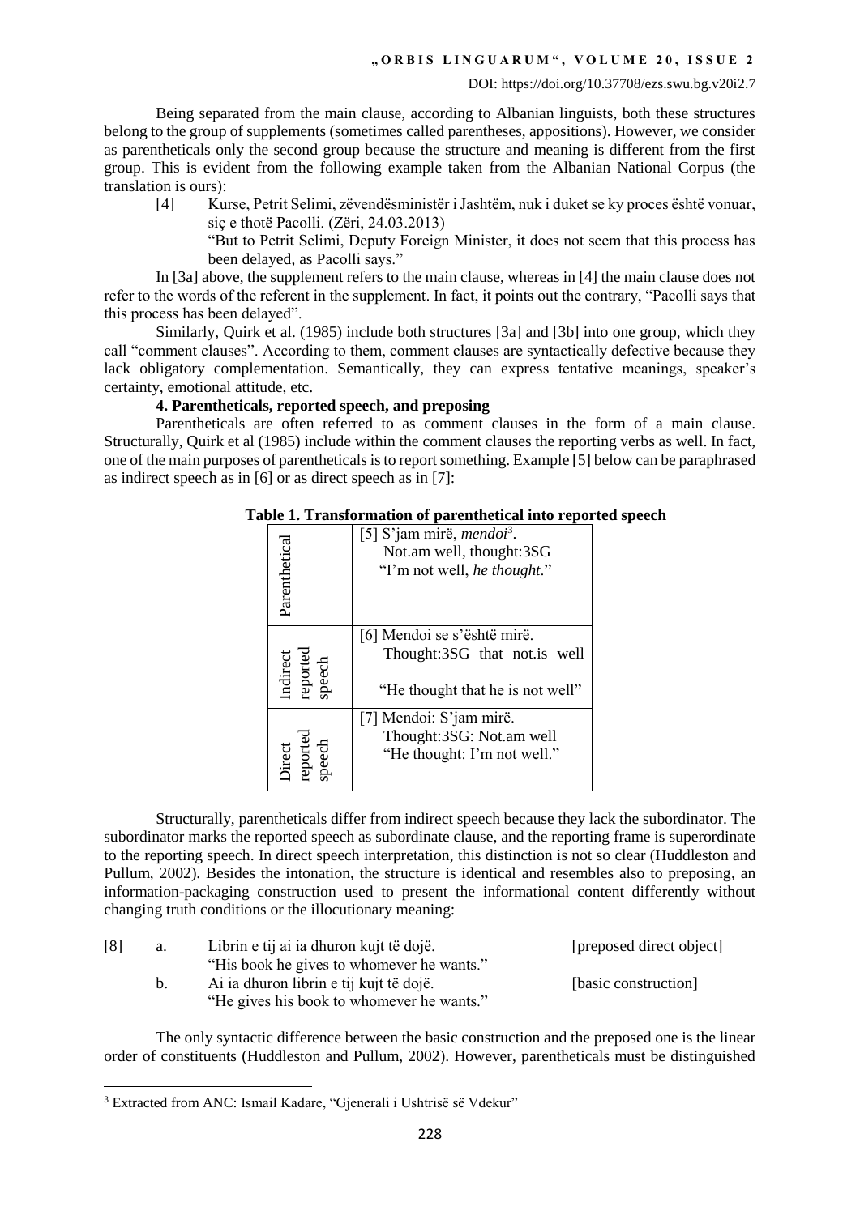Being separated from the main clause, according to Albanian linguists, both these structures belong to the group of supplements (sometimes called parentheses, appositions). However, we consider as parentheticals only the second group because the structure and meaning is different from the first group. This is evident from the following example taken from the Albanian National Corpus (the translation is ours):

[4] Kurse, Petrit Selimi, zëvendësministër i Jashtëm, nuk i duket se ky proces është vonuar, siç e thotë Pacolli. (Zëri, 24.03.2013)

"But to Petrit Selimi, Deputy Foreign Minister, it does not seem that this process has been delayed, as Pacolli says."

In [3a] above, the supplement refers to the main clause, whereas in [4] the main clause does not refer to the words of the referent in the supplement. In fact, it points out the contrary, "Pacolli says that this process has been delayed".

Similarly, Quirk et al. (1985) include both structures [3a] and [3b] into one group, which they call "comment clauses". According to them, comment clauses are syntactically defective because they lack obligatory complementation. Semantically, they can express tentative meanings, speaker's certainty, emotional attitude, etc.

### 4. Parentheticals, reported speech, and preposing

Parentheticals are often referred to as comment clauses in the form of a main clause. Structurally, Quirk et al (1985) include within the comment clauses the reporting verbs as well. In fact, one of the main purposes of parentheticals is to report something. Example [5] below can be paraphrased as indirect speech as in [6] or as direct speech as in [7]:

**Table 1. Transformation of parenthetical into reported speech**

| | |
|---|---|
| Parenthetical | [5] S'jam mirë, *mendoi*[3].<br>Not.am well, thought:3SG<br>"I'm not well, *he thought*." |
| Indirect reported speech | [6] Mendoi se s'është mirë.<br>Thought:3SG that not.is well<br>"He thought that he is not well" |
| Direct reported speech | [7] Mendoi: S'jam mirë.<br>Thought:3SG: Not.am well<br>"He thought: I'm not well." |

Structurally, parentheticals differ from indirect speech because they lack the subordinator. The subordinator marks the reported speech as subordinate clause, and the reporting frame is superordinate to the reporting speech. In direct speech interpretation, this distinction is not so clear (Huddleston and Pullum, 2002). Besides the intonation, the structure is identical and resembles also to preposing, an information-packaging construction used to present the informational content differently without changing truth conditions or the illocutionary meaning:

[8] a. Librin e tij ai ia dhuron kujt të dojë. [preposed direct object]
"His book he gives to whomever he wants."

b. Ai ia dhuron librin e tij kujt të dojë. [basic construction]
"He gives his book to whomever he wants."

The only syntactic difference between the basic construction and the preposed one is the linear order of constituents (Huddleston and Pullum, 2002). However, parentheticals must be distinguished

[3] Extracted from ANC: Ismail Kadare, "Gjenerali i Ushtrisë së Vdekur"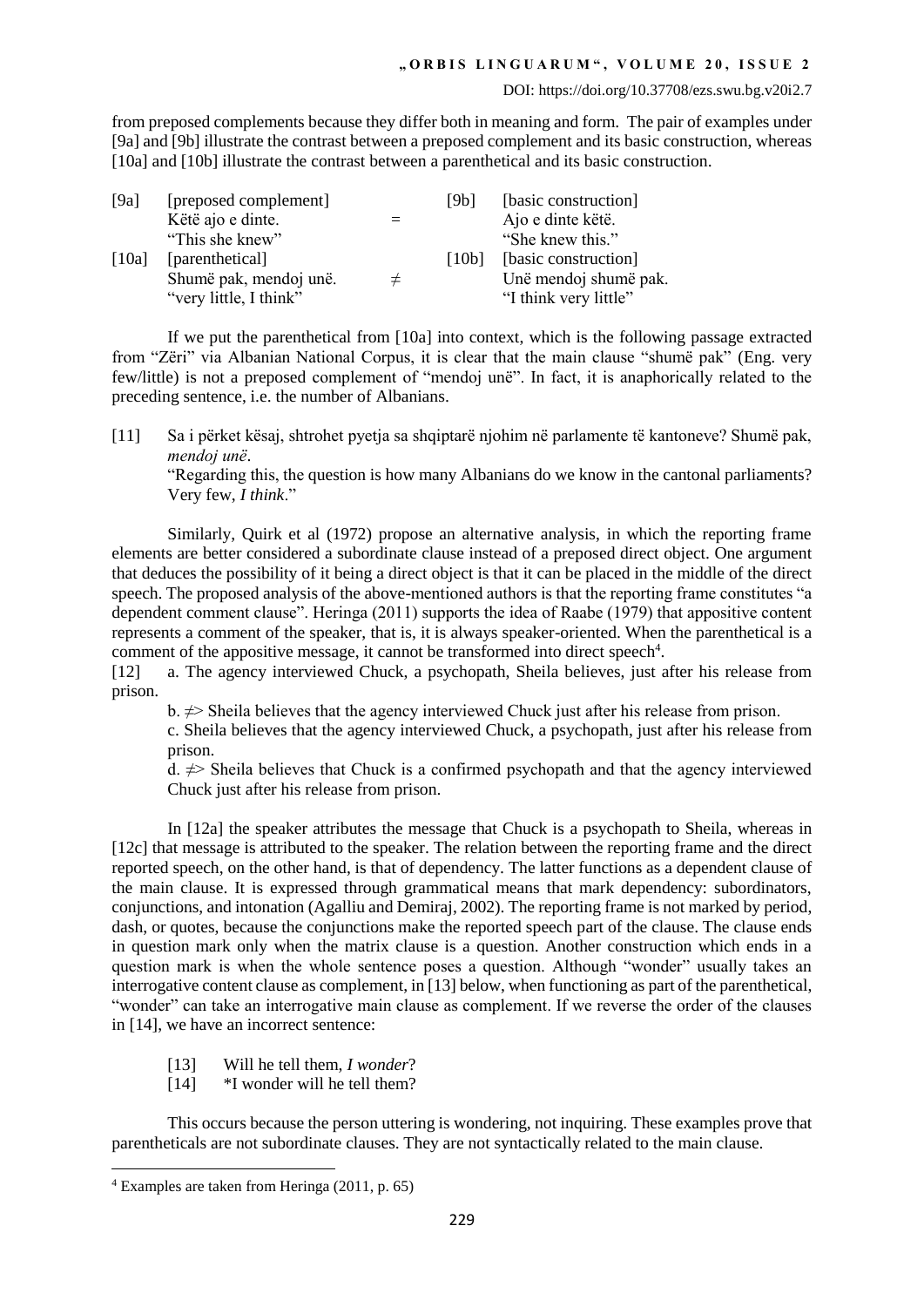from preposed complements because they differ both in meaning and form. The pair of examples under [9a] and [9b] illustrate the contrast between a preposed complement and its basic construction, whereas [10a] and [10b] illustrate the contrast between a parenthetical and its basic construction.

| | | | | |
|---|---|---|---|---|
| [9a] | [preposed complement] Këtë ajo e dinte. "This she knew" | = | [9b] | [basic construction] Ajo e dinte këtë. "She knew this." |
| [10a] | [parenthetical] Shumë pak, mendoj unë. "very little, I think" | ≠ | [10b] | [basic construction] Unë mendoj shumë pak. "I think very little" |

If we put the parenthetical from [10a] into context, which is the following passage extracted from "Zëri" via Albanian National Corpus, it is clear that the main clause "shumë pak" (Eng. very few/little) is not a preposed complement of "mendoj unë". In fact, it is anaphorically related to the preceding sentence, i.e. the number of Albanians.

[11] Sa i përket kësaj, shtrohet pyetja sa shqiptarë njohim në parlamente të kantoneve? Shumë pak, *mendoj unë*.
"Regarding this, the question is how many Albanians do we know in the cantonal parliaments? Very few, *I think*."

Similarly, Quirk et al (1972) propose an alternative analysis, in which the reporting frame elements are better considered a subordinate clause instead of a preposed direct object. One argument that deduces the possibility of it being a direct object is that it can be placed in the middle of the direct speech. The proposed analysis of the above-mentioned authors is that the reporting frame constitutes "a dependent comment clause". Heringa (2011) supports the idea of Raabe (1979) that appositive content represents a comment of the speaker, that is, it is always speaker-oriented. When the parenthetical is a comment of the appositive message, it cannot be transformed into direct speech[4].

[12] a. The agency interviewed Chuck, a psychopath, Sheila believes, just after his release from prison.

b. ⇏ Sheila believes that the agency interviewed Chuck just after his release from prison.

c. Sheila believes that the agency interviewed Chuck, a psychopath, just after his release from prison.

d. ⇏ Sheila believes that Chuck is a confirmed psychopath and that the agency interviewed Chuck just after his release from prison.

In [12a] the speaker attributes the message that Chuck is a psychopath to Sheila, whereas in [12c] that message is attributed to the speaker. The relation between the reporting frame and the direct reported speech, on the other hand, is that of dependency. The latter functions as a dependent clause of the main clause. It is expressed through grammatical means that mark dependency: subordinators, conjunctions, and intonation (Agalliu and Demiraj, 2002). The reporting frame is not marked by period, dash, or quotes, because the conjunctions make the reported speech part of the clause. The clause ends in question mark only when the matrix clause is a question. Another construction which ends in a question mark is when the whole sentence poses a question. Although "wonder" usually takes an interrogative content clause as complement, in [13] below, when functioning as part of the parenthetical, "wonder" can take an interrogative main clause as complement. If we reverse the order of the clauses in [14], we have an incorrect sentence:

[13] Will he tell them, *I wonder*?

[14] *I wonder will he tell them?

This occurs because the person uttering is wondering, not inquiring. These examples prove that parentheticals are not subordinate clauses. They are not syntactically related to the main clause.

[4] Examples are taken from Heringa (2011, p. 65)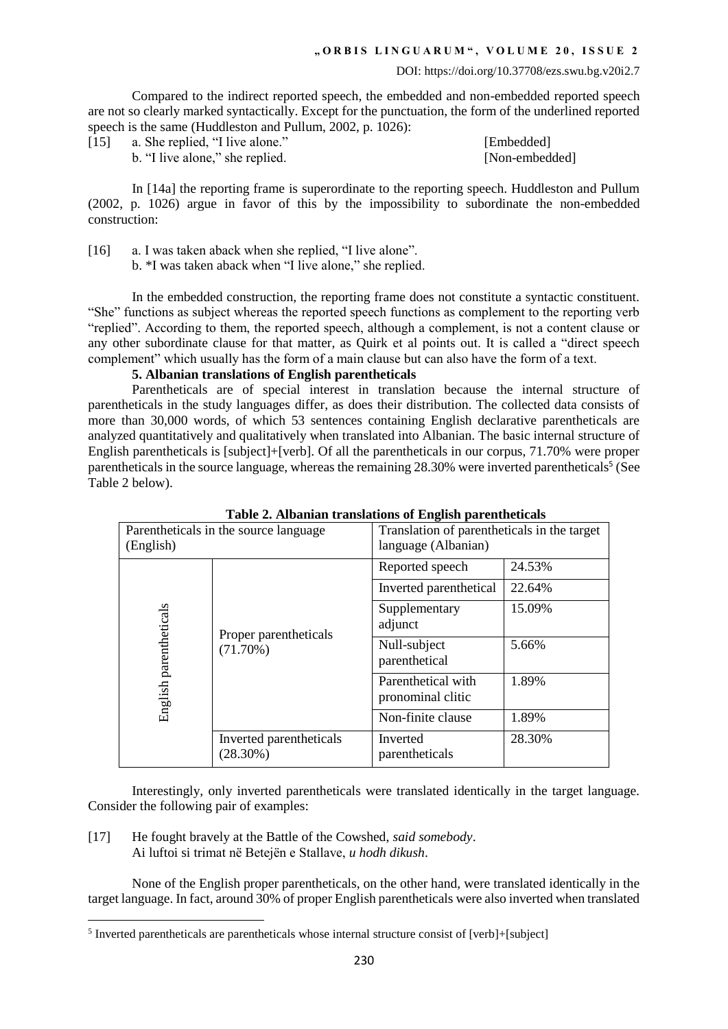Compared to the indirect reported speech, the embedded and non-embedded reported speech are not so clearly marked syntactically. Except for the punctuation, the form of the underlined reported speech is the same (Huddleston and Pullum, 2002, p. 1026):

[15] a. She replied, "I live alone." [Embedded]
b. "I live alone," she replied. [Non-embedded]

In [14a] the reporting frame is superordinate to the reporting speech. Huddleston and Pullum (2002, p. 1026) argue in favor of this by the impossibility to subordinate the non-embedded construction:

[16] a. I was taken aback when she replied, "I live alone".
b. *I was taken aback when "I live alone," she replied.

In the embedded construction, the reporting frame does not constitute a syntactic constituent. "She" functions as subject whereas the reported speech functions as complement to the reporting verb "replied". According to them, the reported speech, although a complement, is not a content clause or any other subordinate clause for that matter, as Quirk et al points out. It is called a "direct speech complement" which usually has the form of a main clause but can also have the form of a text.

**5. Albanian translations of English parentheticals**

Parentheticals are of special interest in translation because the internal structure of parentheticals in the study languages differ, as does their distribution. The collected data consists of more than 30,000 words, of which 53 sentences containing English declarative parentheticals are analyzed quantitatively and qualitatively when translated into Albanian. The basic internal structure of English parentheticals is [subject]+[verb]. Of all the parentheticals in our corpus, 71.70% were proper parentheticals in the source language, whereas the remaining 28.30% were inverted parentheticals[5] (See Table 2 below).

**Table 2. Albanian translations of English parentheticals**

| Parentheticals in the source language (English) | | Translation of parentheticals in the target language (Albanian) | |
|---|---|---|---|
| English parentheticals | Proper parentheticals (71.70%) | Reported speech | 24.53% |
| | | Inverted parenthetical | 22.64% |
| | | Supplementary adjunct | 15.09% |
| | | Null-subject parenthetical | 5.66% |
| | | Parenthetical with pronominal clitic | 1.89% |
| | | Non-finite clause | 1.89% |
| | Inverted parentheticals (28.30%) | Inverted parentheticals | 28.30% |

Interestingly, only inverted parentheticals were translated identically in the target language. Consider the following pair of examples:

[17] He fought bravely at the Battle of the Cowshed, *said somebody*.
Ai luftoi si trimat në Betejën e Stallave, *u hodh dikush*.

None of the English proper parentheticals, on the other hand, were translated identically in the target language. In fact, around 30% of proper English parentheticals were also inverted when translated

[5] Inverted parentheticals are parentheticals whose internal structure consist of [verb]+[subject]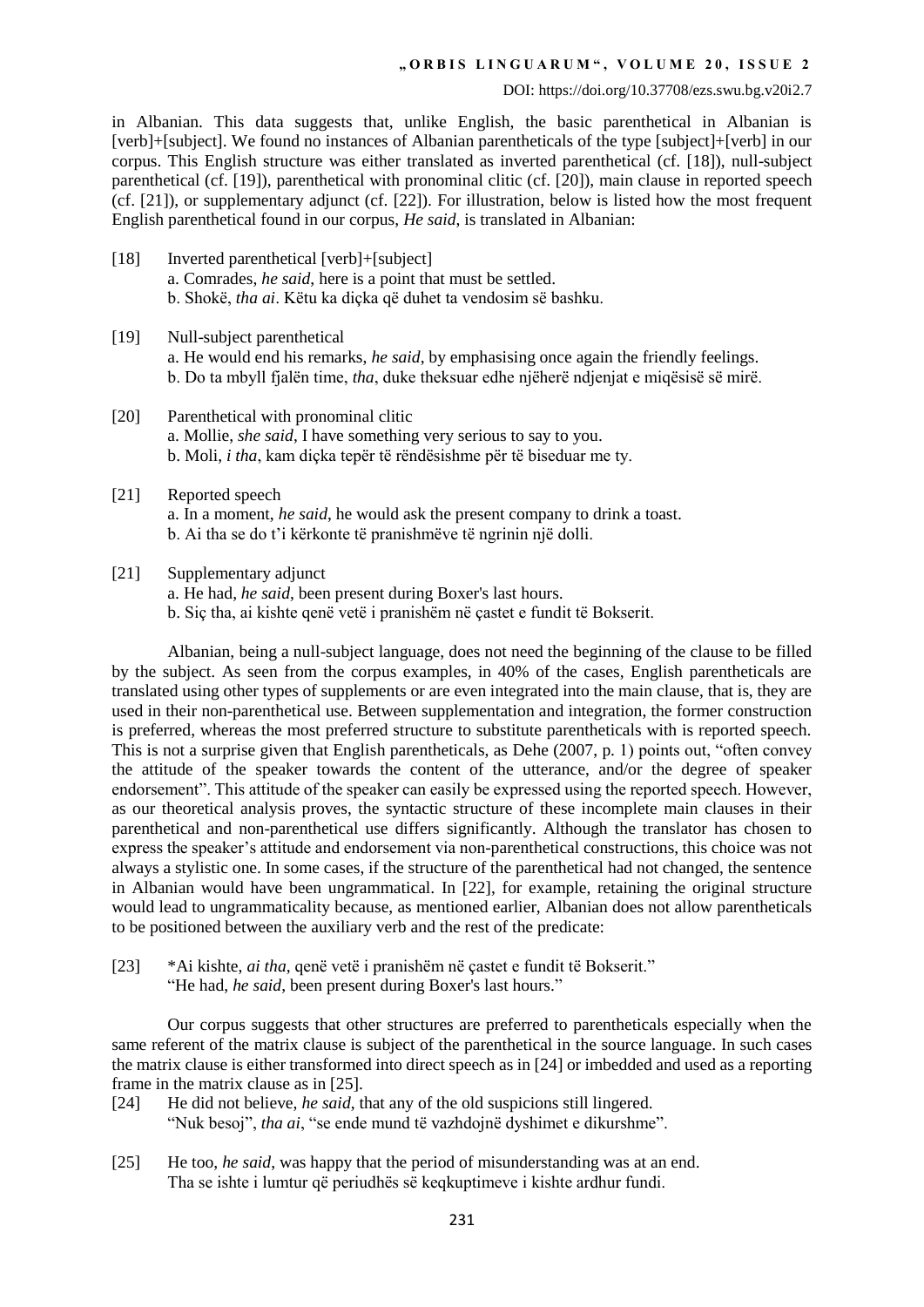in Albanian. This data suggests that, unlike English, the basic parenthetical in Albanian is [verb]+[subject]. We found no instances of Albanian parentheticals of the type [subject]+[verb] in our corpus. This English structure was either translated as inverted parenthetical (cf. [18]), null-subject parenthetical (cf. [19]), parenthetical with pronominal clitic (cf. [20]), main clause in reported speech (cf. [21]), or supplementary adjunct (cf. [22]). For illustration, below is listed how the most frequent English parenthetical found in our corpus, *He said*, is translated in Albanian:

[18] Inverted parenthetical [verb]+[subject]
  a. Comrades, *he said*, here is a point that must be settled.
  b. Shokë, *tha ai*. Këtu ka diçka që duhet ta vendosim së bashku.

[19] Null-subject parenthetical
  a. He would end his remarks, *he said*, by emphasising once again the friendly feelings.
  b. Do ta mbyll fjalën time, *tha*, duke theksuar edhe njëherë ndjenjat e miqësisë së mirë.

[20] Parenthetical with pronominal clitic
  a. Mollie, *she said*, I have something very serious to say to you.
  b. Moli, *i tha*, kam diçka tepër të rëndësishme për të biseduar me ty.

[21] Reported speech
  a. In a moment, *he said*, he would ask the present company to drink a toast.
  b. Ai tha se do t'i kërkonte të pranishmëve të ngrinin një dolli.

[21] Supplementary adjunct
  a. He had, *he said*, been present during Boxer's last hours.
  b. Siç tha, ai kishte qenë vetë i pranishëm në çastet e fundit të Bokserit.

Albanian, being a null-subject language, does not need the beginning of the clause to be filled by the subject. As seen from the corpus examples, in 40% of the cases, English parentheticals are translated using other types of supplements or are even integrated into the main clause, that is, they are used in their non-parenthetical use. Between supplementation and integration, the former construction is preferred, whereas the most preferred structure to substitute parentheticals with is reported speech. This is not a surprise given that English parentheticals, as Dehe (2007, p. 1) points out, "often convey the attitude of the speaker towards the content of the utterance, and/or the degree of speaker endorsement". This attitude of the speaker can easily be expressed using the reported speech. However, as our theoretical analysis proves, the syntactic structure of these incomplete main clauses in their parenthetical and non-parenthetical use differs significantly. Although the translator has chosen to express the speaker's attitude and endorsement via non-parenthetical constructions, this choice was not always a stylistic one. In some cases, if the structure of the parenthetical had not changed, the sentence in Albanian would have been ungrammatical. In [22], for example, retaining the original structure would lead to ungrammaticality because, as mentioned earlier, Albanian does not allow parentheticals to be positioned between the auxiliary verb and the rest of the predicate:

[23] *Ai kishte, *ai tha*, qenë vetë i pranishëm në çastet e fundit të Bokserit."
  "He had, *he said*, been present during Boxer's last hours."

Our corpus suggests that other structures are preferred to parentheticals especially when the same referent of the matrix clause is subject of the parenthetical in the source language. In such cases the matrix clause is either transformed into direct speech as in [24] or imbedded and used as a reporting frame in the matrix clause as in [25].

[24] He did not believe, *he said*, that any of the old suspicions still lingered.
  "Nuk besoj", *tha ai*, "se ende mund të vazhdojnë dyshimet e dikurshme".

[25] He too, *he said*, was happy that the period of misunderstanding was at an end.
  Tha se ishte i lumtur që periudhës së keqkuptimeve i kishte ardhur fundi.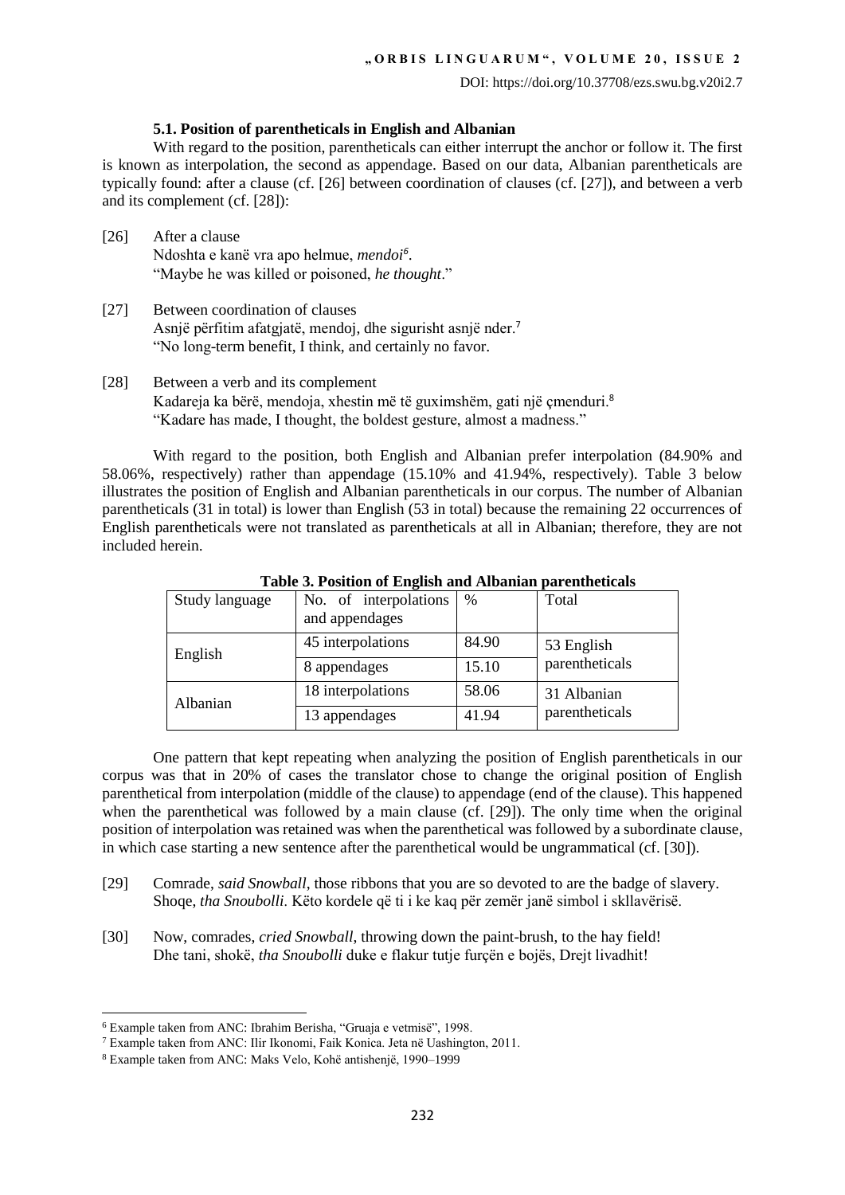### 5.1. Position of parentheticals in English and Albanian

With regard to the position, parentheticals can either interrupt the anchor or follow it. The first is known as interpolation, the second as appendage. Based on our data, Albanian parentheticals are typically found: after a clause (cf. [26] between coordination of clauses (cf. [27]), and between a verb and its complement (cf. [28]):

[26] After a clause
Ndoshta e kanë vra apo helmue, *mendoi*[6].
"Maybe he was killed or poisoned, *he thought*."

[27] Between coordination of clauses
Asnjë përfitim afatgjatë, mendoj, dhe sigurisht asnjë nder.[7]
"No long-term benefit, I think, and certainly no favor.

[28] Between a verb and its complement
Kadareja ka bërë, mendoja, xhestin më të guximshëm, gati një çmenduri.[8]
"Kadare has made, I thought, the boldest gesture, almost a madness."

With regard to the position, both English and Albanian prefer interpolation (84.90% and 58.06%, respectively) rather than appendage (15.10% and 41.94%, respectively). Table 3 below illustrates the position of English and Albanian parentheticals in our corpus. The number of Albanian parentheticals (31 in total) is lower than English (53 in total) because the remaining 22 occurrences of English parentheticals were not translated as parentheticals at all in Albanian; therefore, they are not included herein.

**Table 3. Position of English and Albanian parentheticals**

| Study language | No. of interpolations and appendages | % | Total |
|---|---|---|---|
| English | 45 interpolations | 84.90 | 53 English parentheticals |
| | 8 appendages | 15.10 | |
| Albanian | 18 interpolations | 58.06 | 31 Albanian parentheticals |
| | 13 appendages | 41.94 | |

One pattern that kept repeating when analyzing the position of English parentheticals in our corpus was that in 20% of cases the translator chose to change the original position of English parenthetical from interpolation (middle of the clause) to appendage (end of the clause). This happened when the parenthetical was followed by a main clause (cf. [29]). The only time when the original position of interpolation was retained was when the parenthetical was followed by a subordinate clause, in which case starting a new sentence after the parenthetical would be ungrammatical (cf. [30]).

[29] Comrade, *said Snowball*, those ribbons that you are so devoted to are the badge of slavery.
Shoqe, *tha Snoubolli*. Këto kordele që ti i ke kaq për zemër janë simbol i skllavërisë.

[30] Now, comrades, *cried Snowball*, throwing down the paint-brush, to the hay field!
Dhe tani, shokë, *tha Snoubolli* duke e flakur tutje furçën e bojës, Drejt livadhit!

---

[6] Example taken from ANC: Ibrahim Berisha, "Gruaja e vetmisë", 1998.

[7] Example taken from ANC: Ilir Ikonomi, Faik Konica. Jeta në Uashington, 2011.

[8] Example taken from ANC: Maks Velo, Kohë antishenjë, 1990–1999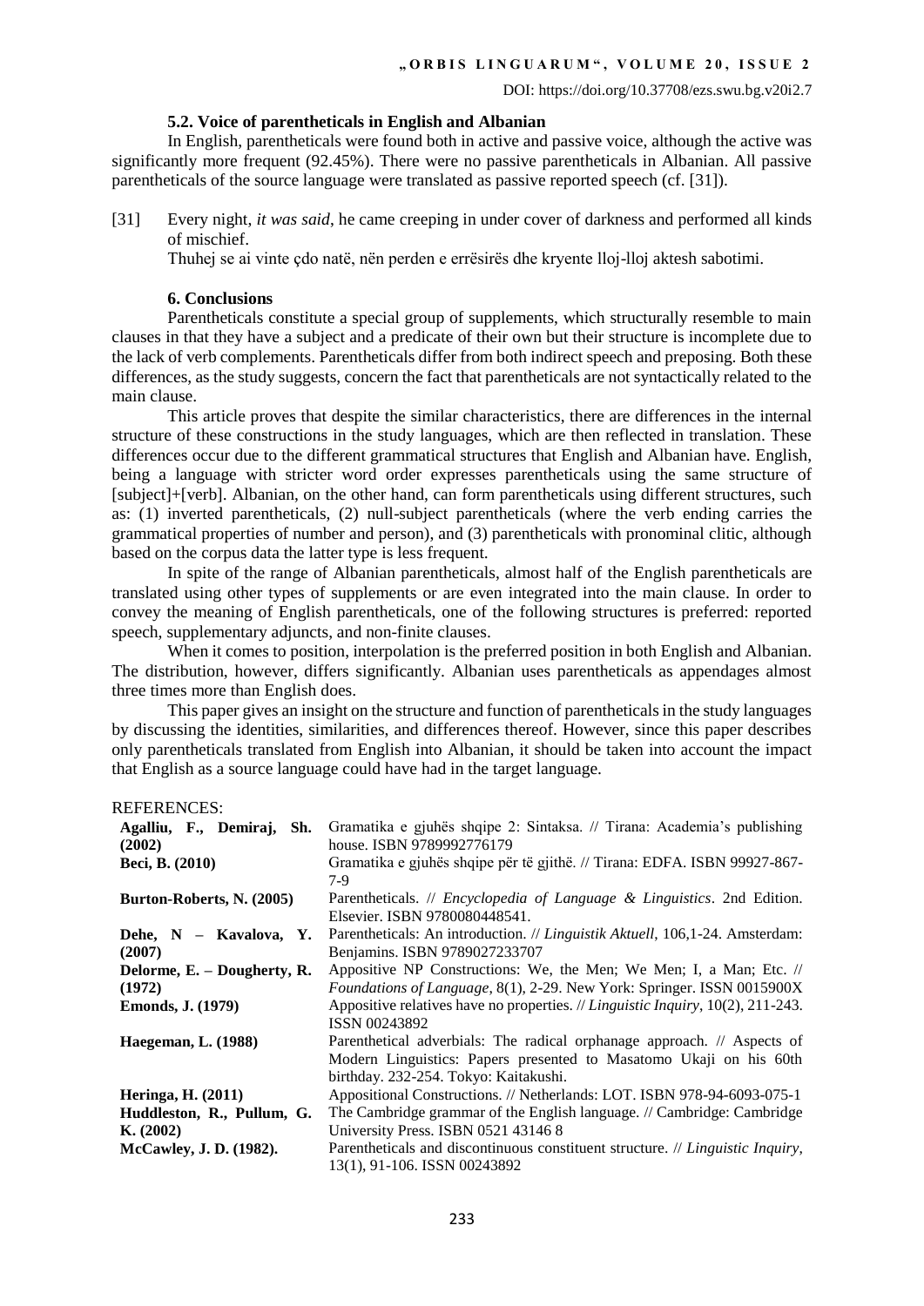### 5.2. Voice of parentheticals in English and Albanian

In English, parentheticals were found both in active and passive voice, although the active was significantly more frequent (92.45%). There were no passive parentheticals in Albanian. All passive parentheticals of the source language were translated as passive reported speech (cf. [31]).

[31] Every night, *it was said*, he came creeping in under cover of darkness and performed all kinds of mischief.
Thuhej se ai vinte çdo natë, nën perden e errësirës dhe kryente lloj-lloj aktesh sabotimi.

### 6. Conclusions

Parentheticals constitute a special group of supplements, which structurally resemble to main clauses in that they have a subject and a predicate of their own but their structure is incomplete due to the lack of verb complements. Parentheticals differ from both indirect speech and preposing. Both these differences, as the study suggests, concern the fact that parentheticals are not syntactically related to the main clause.

This article proves that despite the similar characteristics, there are differences in the internal structure of these constructions in the study languages, which are then reflected in translation. These differences occur due to the different grammatical structures that English and Albanian have. English, being a language with stricter word order expresses parentheticals using the same structure of [subject]+[verb]. Albanian, on the other hand, can form parentheticals using different structures, such as: (1) inverted parentheticals, (2) null-subject parentheticals (where the verb ending carries the grammatical properties of number and person), and (3) parentheticals with pronominal clitic, although based on the corpus data the latter type is less frequent.

In spite of the range of Albanian parentheticals, almost half of the English parentheticals are translated using other types of supplements or are even integrated into the main clause. In order to convey the meaning of English parentheticals, one of the following structures is preferred: reported speech, supplementary adjuncts, and non-finite clauses.

When it comes to position, interpolation is the preferred position in both English and Albanian. The distribution, however, differs significantly. Albanian uses parentheticals as appendages almost three times more than English does.

This paper gives an insight on the structure and function of parentheticals in the study languages by discussing the identities, similarities, and differences thereof. However, since this paper describes only parentheticals translated from English into Albanian, it should be taken into account the impact that English as a source language could have had in the target language.

REFERENCES:

**Agalliu, F., Demiraj, Sh. (2002)** Gramatika e gjuhës shqipe 2: Sintaksa. // Tirana: Academia's publishing house. ISBN 9789992776179

**Beci, B. (2010)** Gramatika e gjuhës shqipe për të gjithë. // Tirana: EDFA. ISBN 99927-867-7-9

**Burton-Roberts, N. (2005)** Parentheticals. // *Encyclopedia of Language & Linguistics*. 2nd Edition. Elsevier. ISBN 9780080448541.

**Dehe, N – Kavalova, Y. (2007)** Parentheticals: An introduction. // *Linguistik Aktuell*, 106,1-24. Amsterdam: Benjamins. ISBN 9789027233707

**Delorme, E. – Dougherty, R. (1972)** Appositive NP Constructions: We, the Men; We Men; I, a Man; Etc. // *Foundations of Language*, 8(1), 2-29. New York: Springer. ISSN 0015900X

**Emonds, J. (1979)** Appositive relatives have no properties. // *Linguistic Inquiry*, 10(2), 211-243. ISSN 00243892

**Haegeman, L. (1988)** Parenthetical adverbials: The radical orphanage approach. // Aspects of Modern Linguistics: Papers presented to Masatomo Ukaji on his 60th birthday. 232-254. Tokyo: Kaitakushi.

**Heringa, H. (2011)** Appositional Constructions. // Netherlands: LOT. ISBN 978-94-6093-075-1

**Huddleston, R., Pullum, G. K. (2002)** The Cambridge grammar of the English language. // Cambridge: Cambridge University Press. ISBN 0521 43146 8

**McCawley, J. D. (1982).** Parentheticals and discontinuous constituent structure. // *Linguistic Inquiry*, 13(1), 91-106. ISSN 00243892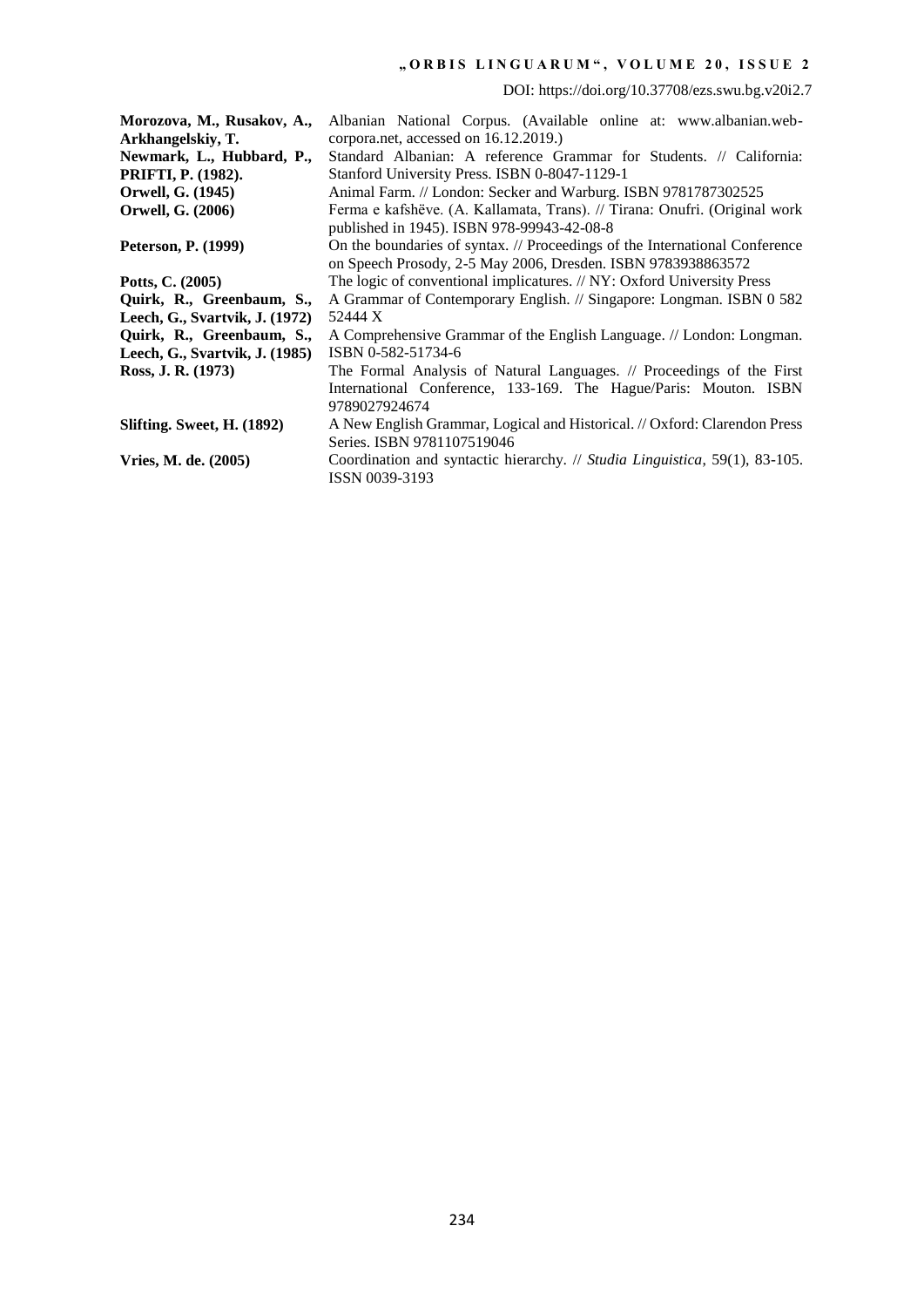**Morozova, M., Rusakov, A., Arkhangelskiy, T.** Albanian National Corpus. (Available online at: www.albanian.web-corpora.net, accessed on 16.12.2019.)

**Newmark, L., Hubbard, P., PRIFTI, P. (1982).** Standard Albanian: A reference Grammar for Students. // California: Stanford University Press. ISBN 0-8047-1129-1

**Orwell, G. (1945)** Animal Farm. // London: Secker and Warburg. ISBN 9781787302525

**Orwell, G. (2006)** Ferma e kafshëve. (A. Kallamata, Trans). // Tirana: Onufri. (Original work published in 1945). ISBN 978-99943-42-08-8

**Peterson, P. (1999)** On the boundaries of syntax. // Proceedings of the International Conference on Speech Prosody, 2-5 May 2006, Dresden. ISBN 9783938863572

**Potts, C. (2005)** The logic of conventional implicatures. // NY: Oxford University Press

**Quirk, R., Greenbaum, S., Leech, G., Svartvik, J. (1972)** A Grammar of Contemporary English. // Singapore: Longman. ISBN 0 582 52444 X

**Quirk, R., Greenbaum, S., Leech, G., Svartvik, J. (1985)** A Comprehensive Grammar of the English Language. // London: Longman. ISBN 0-582-51734-6

**Ross, J. R. (1973)** The Formal Analysis of Natural Languages. // Proceedings of the First International Conference, 133-169. The Hague/Paris: Mouton. ISBN 9789027924674

**Slifting. Sweet, H. (1892)** A New English Grammar, Logical and Historical. // Oxford: Clarendon Press Series. ISBN 9781107519046

**Vries, M. de. (2005)** Coordination and syntactic hierarchy. // *Studia Linguistica*, 59(1), 83-105. ISSN 0039-3193